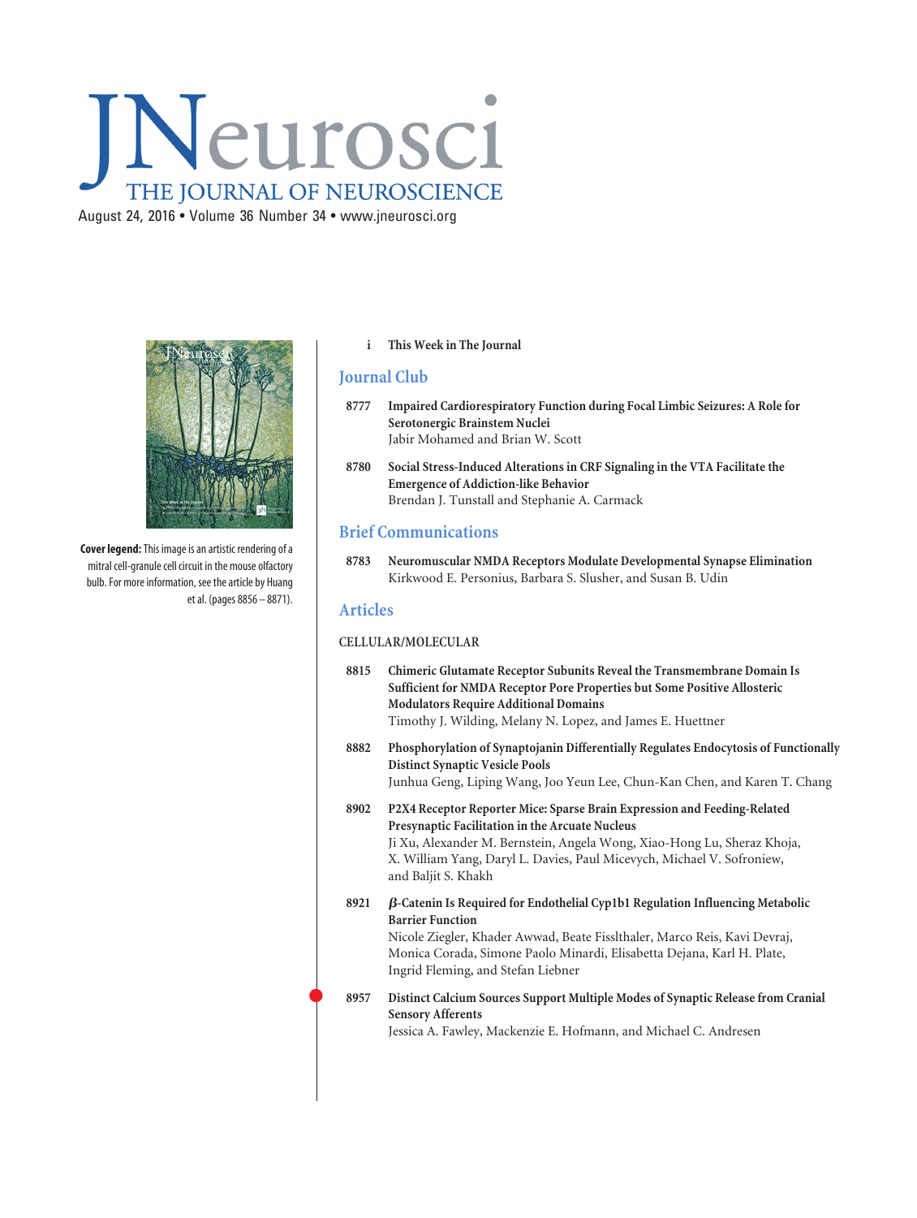# JNeurosci

THE JOURNAL OF NEUROSCIENCE

August 24, 2016 • Volume 36 Number 34 • www.jneurosci.org

**Cover legend:** This image is an artistic rendering of a mitral cell-granule cell circuit in the mouse olfactory bulb. For more information, see the article by Huang et al. (pages 8856 – 8871).

i **This Week in The Journal**

## Journal Club

8777 **Impaired Cardiorespiratory Function during Focal Limbic Seizures: A Role for Serotonergic Brainstem Nuclei**
Jabir Mohamed and Brian W. Scott

8780 **Social Stress-Induced Alterations in CRF Signaling in the VTA Facilitate the Emergence of Addiction-like Behavior**
Brendan J. Tunstall and Stephanie A. Carmack

## Brief Communications

8783 **Neuromuscular NMDA Receptors Modulate Developmental Synapse Elimination**
Kirkwood E. Personius, Barbara S. Slusher, and Susan B. Udin

## Articles

### CELLULAR/MOLECULAR

8815 **Chimeric Glutamate Receptor Subunits Reveal the Transmembrane Domain Is Sufficient for NMDA Receptor Pore Properties but Some Positive Allosteric Modulators Require Additional Domains**
Timothy J. Wilding, Melany N. Lopez, and James E. Huettner

8882 **Phosphorylation of Synaptojanin Differentially Regulates Endocytosis of Functionally Distinct Synaptic Vesicle Pools**
Junhua Geng, Liping Wang, Joo Yeun Lee, Chun-Kan Chen, and Karen T. Chang

8902 **P2X4 Receptor Reporter Mice: Sparse Brain Expression and Feeding-Related Presynaptic Facilitation in the Arcuate Nucleus**
Ji Xu, Alexander M. Bernstein, Angela Wong, Xiao-Hong Lu, Sheraz Khoja, X. William Yang, Daryl L. Davies, Paul Micevych, Michael V. Sofroniew, and Baljit S. Khakh

8921 ***β*-Catenin Is Required for Endothelial Cyp1b1 Regulation Influencing Metabolic Barrier Function**
Nicole Ziegler, Khader Awwad, Beate Fisslthaler, Marco Reis, Kavi Devraj, Monica Corada, Simone Paolo Minardi, Elisabetta Dejana, Karl H. Plate, Ingrid Fleming, and Stefan Liebner

8957 **Distinct Calcium Sources Support Multiple Modes of Synaptic Release from Cranial Sensory Afferents**
Jessica A. Fawley, Mackenzie E. Hofmann, and Michael C. Andresen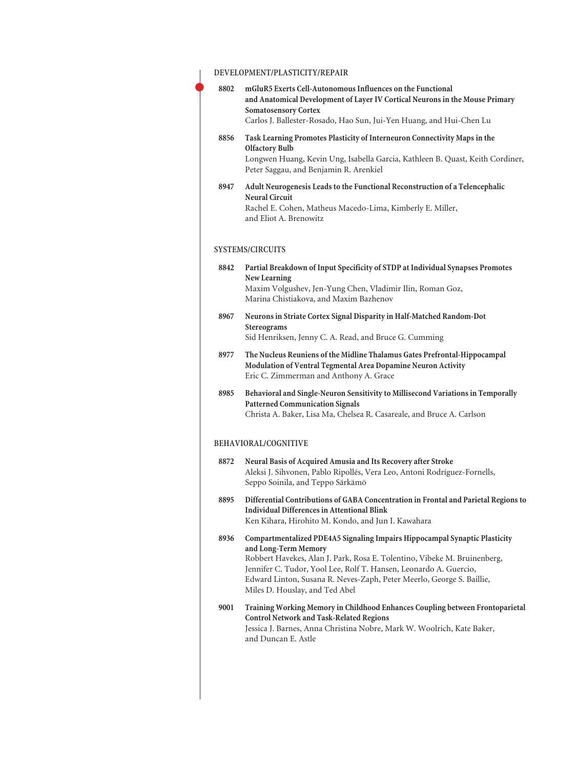## DEVELOPMENT/PLASTICITY/REPAIR

**8802** **mGluR5 Exerts Cell-Autonomous Influences on the Functional and Anatomical Development of Layer IV Cortical Neurons in the Mouse Primary Somatosensory Cortex**
Carlos J. Ballester-Rosado, Hao Sun, Jui-Yen Huang, and Hui-Chen Lu

**8856** **Task Learning Promotes Plasticity of Interneuron Connectivity Maps in the Olfactory Bulb**
Longwen Huang, Kevin Ung, Isabella Garcia, Kathleen B. Quast, Keith Cordiner, Peter Saggau, and Benjamin R. Arenkiel

**8947** **Adult Neurogenesis Leads to the Functional Reconstruction of a Telencephalic Neural Circuit**
Rachel E. Cohen, Matheus Macedo-Lima, Kimberly E. Miller, and Eliot A. Brenowitz

## SYSTEMS/CIRCUITS

**8842** **Partial Breakdown of Input Specificity of STDP at Individual Synapses Promotes New Learning**
Maxim Volgushev, Jen-Yung Chen, Vladimir Ilin, Roman Goz, Marina Chistiakova, and Maxim Bazhenov

**8967** **Neurons in Striate Cortex Signal Disparity in Half-Matched Random-Dot Stereograms**
Sid Henriksen, Jenny C. A. Read, and Bruce G. Cumming

**8977** **The Nucleus Reuniens of the Midline Thalamus Gates Prefrontal-Hippocampal Modulation of Ventral Tegmental Area Dopamine Neuron Activity**
Eric C. Zimmerman and Anthony A. Grace

**8985** **Behavioral and Single-Neuron Sensitivity to Millisecond Variations in Temporally Patterned Communication Signals**
Christa A. Baker, Lisa Ma, Chelsea R. Casareale, and Bruce A. Carlson

## BEHAVIORAL/COGNITIVE

**8872** **Neural Basis of Acquired Amusia and Its Recovery after Stroke**
Aleksi J. Sihvonen, Pablo Ripollés, Vera Leo, Antoni Rodríguez-Fornells, Seppo Soinila, and Teppo Särkämö

**8895** **Differential Contributions of GABA Concentration in Frontal and Parietal Regions to Individual Differences in Attentional Blink**
Ken Kihara, Hirohito M. Kondo, and Jun I. Kawahara

**8936** **Compartmentalized PDE4A5 Signaling Impairs Hippocampal Synaptic Plasticity and Long-Term Memory**
Robbert Havekes, Alan J. Park, Rosa E. Tolentino, Vibeke M. Bruinenberg, Jennifer C. Tudor, Yool Lee, Rolf T. Hansen, Leonardo A. Guercio, Edward Linton, Susana R. Neves-Zaph, Peter Meerlo, George S. Baillie, Miles D. Houslay, and Ted Abel

**9001** **Training Working Memory in Childhood Enhances Coupling between Frontoparietal Control Network and Task-Related Regions**
Jessica J. Barnes, Anna Christina Nobre, Mark W. Woolrich, Kate Baker, and Duncan E. Astle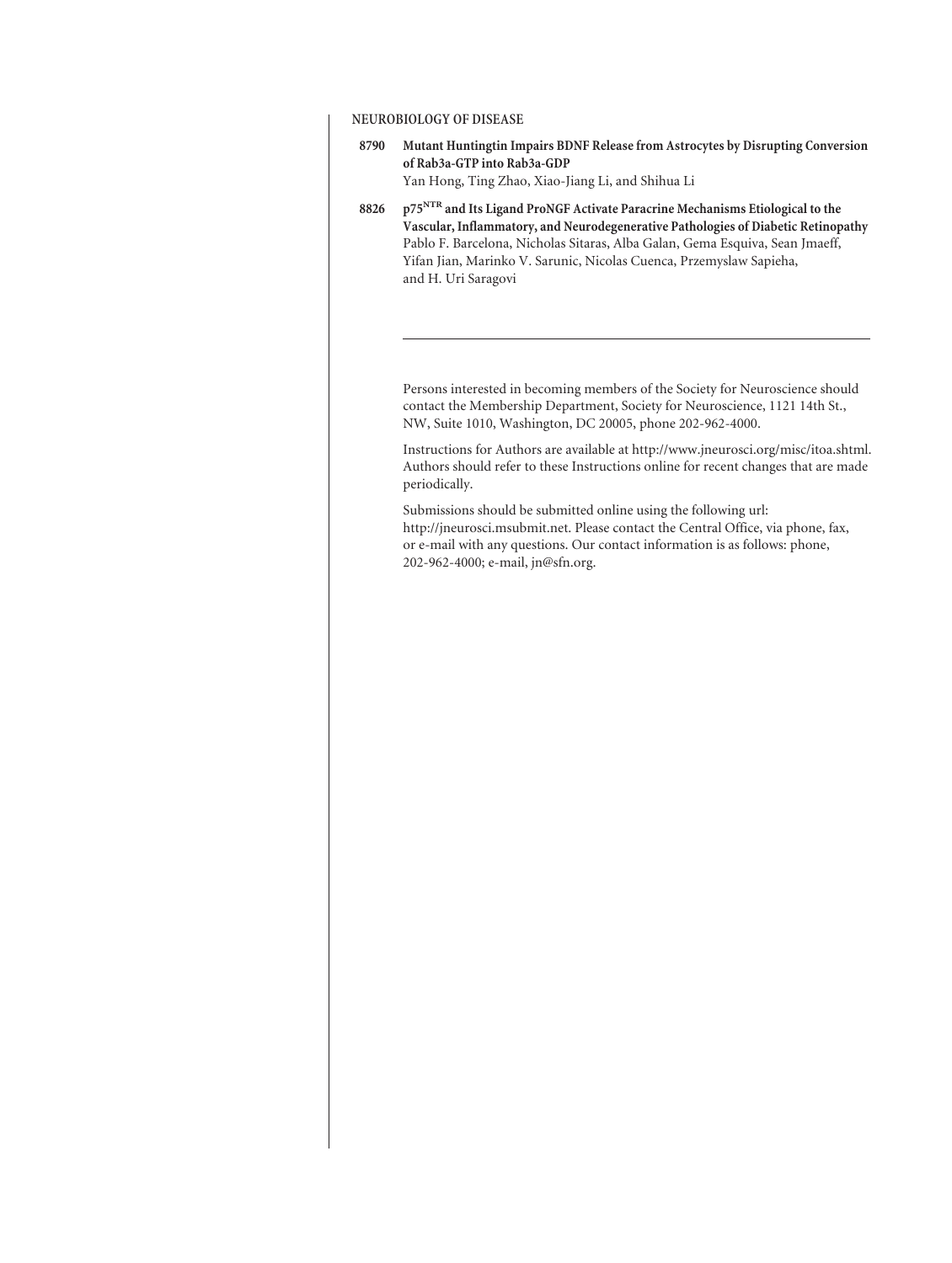NEUROBIOLOGY OF DISEASE

**8790** **Mutant Huntingtin Impairs BDNF Release from Astrocytes by Disrupting Conversion of Rab3a-GTP into Rab3a-GDP**
Yan Hong, Ting Zhao, Xiao-Jiang Li, and Shihua Li

**8826** **p75$^{NTR}$ and Its Ligand ProNGF Activate Paracrine Mechanisms Etiological to the Vascular, Inflammatory, and Neurodegenerative Pathologies of Diabetic Retinopathy**
Pablo F. Barcelona, Nicholas Sitaras, Alba Galan, Gema Esquiva, Sean Jmaeff, Yifan Jian, Marinko V. Sarunic, Nicolas Cuenca, Przemyslaw Sapieha, and H. Uri Saragovi

---

Persons interested in becoming members of the Society for Neuroscience should contact the Membership Department, Society for Neuroscience, 1121 14th St., NW, Suite 1010, Washington, DC 20005, phone 202-962-4000.

Instructions for Authors are available at http://www.jneurosci.org/misc/itoa.shtml. Authors should refer to these Instructions online for recent changes that are made periodically.

Submissions should be submitted online using the following url: http://jneurosci.msubmit.net. Please contact the Central Office, via phone, fax, or e-mail with any questions. Our contact information is as follows: phone, 202-962-4000; e-mail, jn@sfn.org.